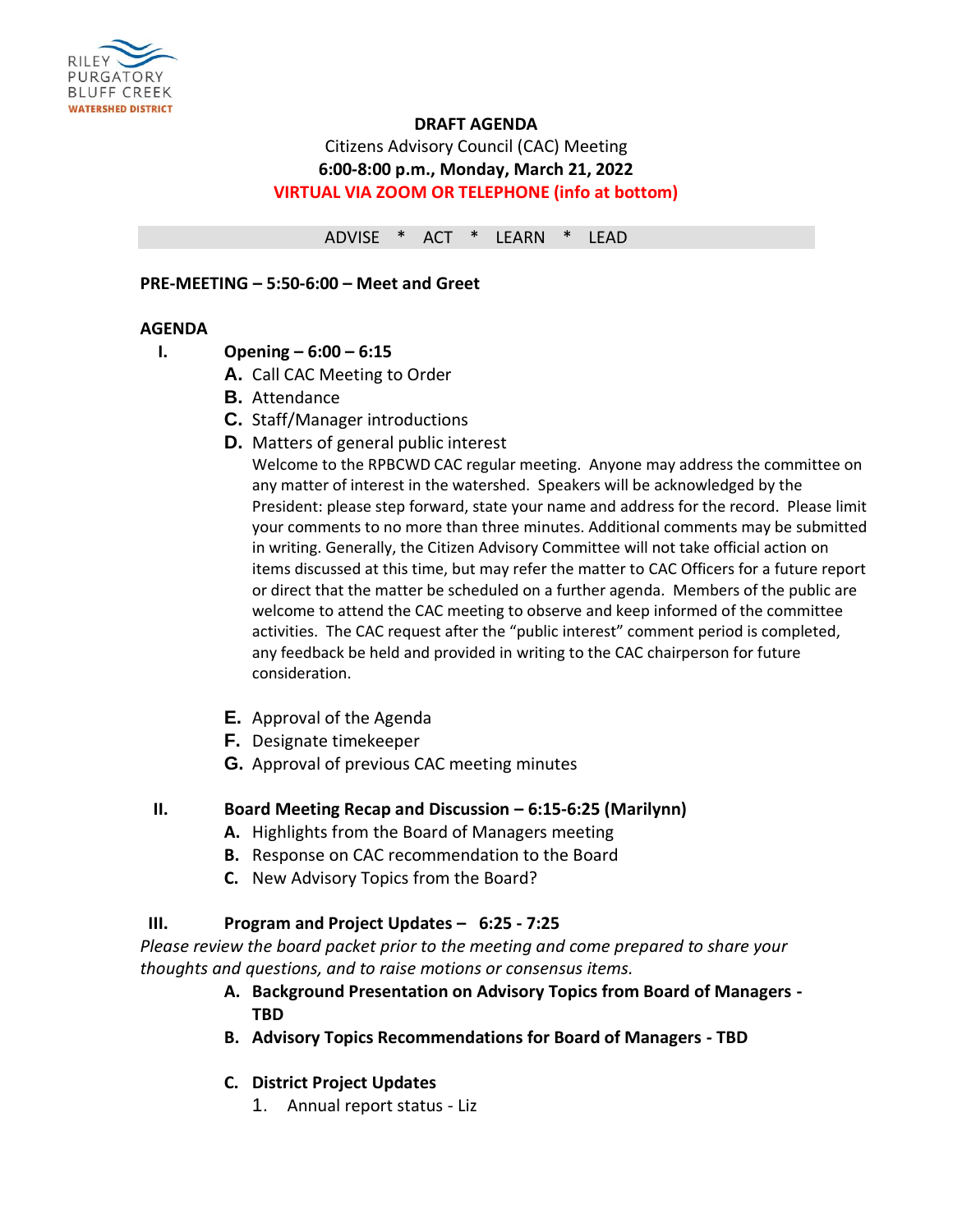RILEY PURGATORY BLUFF CREEK WATERSHED DISTRICT

**DRAFT AGENDA**

Citizens Advisory Council (CAC) Meeting

**6:00-8:00 p.m., Monday, March 21, 2022**

**VIRTUAL VIA ZOOM OR TELEPHONE (info at bottom)**

ADVISE * ACT * LEARN * LEAD

**PRE-MEETING – 5:50-6:00 – Meet and Greet**

**AGENDA**

**I. Opening – 6:00 – 6:15**

- **A.** Call CAC Meeting to Order
- **B.** Attendance
- **C.** Staff/Manager introductions
- **D.** Matters of general public interest

  Welcome to the RPBCWD CAC regular meeting. Anyone may address the committee on any matter of interest in the watershed. Speakers will be acknowledged by the President: please step forward, state your name and address for the record. Please limit your comments to no more than three minutes. Additional comments may be submitted in writing. Generally, the Citizen Advisory Committee will not take official action on items discussed at this time, but may refer the matter to CAC Officers for a future report or direct that the matter be scheduled on a further agenda. Members of the public are welcome to attend the CAC meeting to observe and keep informed of the committee activities. The CAC request after the "public interest" comment period is completed, any feedback be held and provided in writing to the CAC chairperson for future consideration.

- **E.** Approval of the Agenda
- **F.** Designate timekeeper
- **G.** Approval of previous CAC meeting minutes

**II. Board Meeting Recap and Discussion – 6:15-6:25 (Marilynn)**

- **A.** Highlights from the Board of Managers meeting
- **B.** Response on CAC recommendation to the Board
- **C.** New Advisory Topics from the Board?

**III. Program and Project Updates – 6:25 - 7:25**

*Please review the board packet prior to the meeting and come prepared to share your thoughts and questions, and to raise motions or consensus items.*

- **A. Background Presentation on Advisory Topics from Board of Managers - TBD**
- **B. Advisory Topics Recommendations for Board of Managers - TBD**
- **C. District Project Updates**
  1. Annual report status - Liz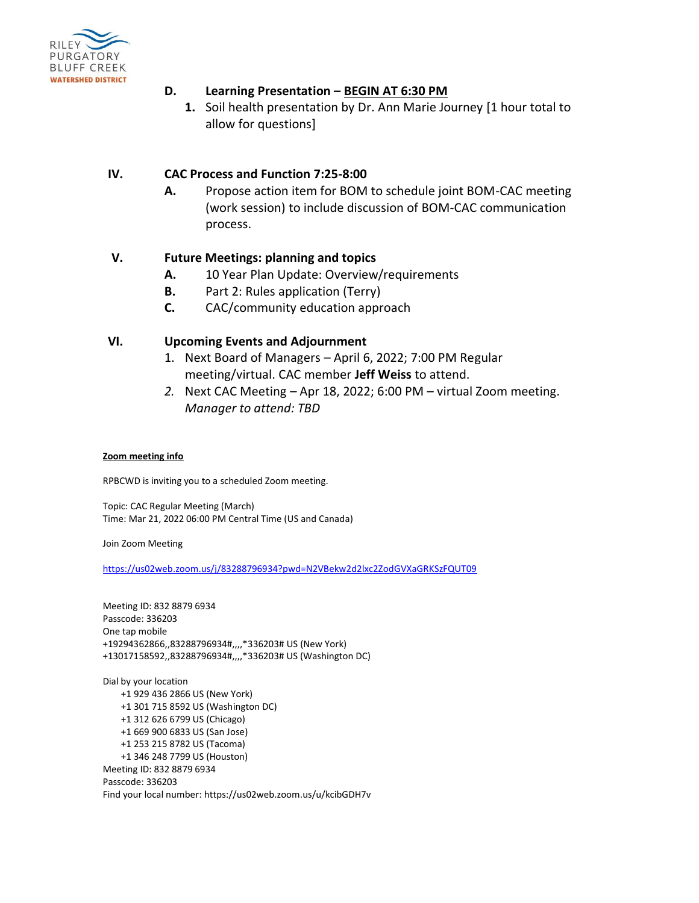**D. Learning Presentation – BEGIN AT 6:30 PM**

1. Soil health presentation by Dr. Ann Marie Journey [1 hour total to allow for questions]

## IV. CAC Process and Function 7:25-8:00

**A.** Propose action item for BOM to schedule joint BOM-CAC meeting (work session) to include discussion of BOM-CAC communication process.

## V. Future Meetings: planning and topics

**A.** 10 Year Plan Update: Overview/requirements

**B.** Part 2: Rules application (Terry)

**C.** CAC/community education approach

## VI. Upcoming Events and Adjournment

1. Next Board of Managers – April 6, 2022; 7:00 PM Regular meeting/virtual. CAC member **Jeff Weiss** to attend.
2. Next CAC Meeting – Apr 18, 2022; 6:00 PM – virtual Zoom meeting. *Manager to attend: TBD*

**Zoom meeting info**

RPBCWD is inviting you to a scheduled Zoom meeting.

Topic: CAC Regular Meeting (March)
Time: Mar 21, 2022 06:00 PM Central Time (US and Canada)

Join Zoom Meeting

https://us02web.zoom.us/j/83288796934?pwd=N2VBekw2d2lxc2ZodGVXaGRKSzFQUT09

Meeting ID: 832 8879 6934
Passcode: 336203
One tap mobile
+19294362866,,83288796934#,,,,*336203# US (New York)
+13017158592,,83288796934#,,,,*336203# US (Washington DC)

Dial by your location
+1 929 436 2866 US (New York)
+1 301 715 8592 US (Washington DC)
+1 312 626 6799 US (Chicago)
+1 669 900 6833 US (San Jose)
+1 253 215 8782 US (Tacoma)
+1 346 248 7799 US (Houston)
Meeting ID: 832 8879 6934
Passcode: 336203
Find your local number: https://us02web.zoom.us/u/kcibGDH7v